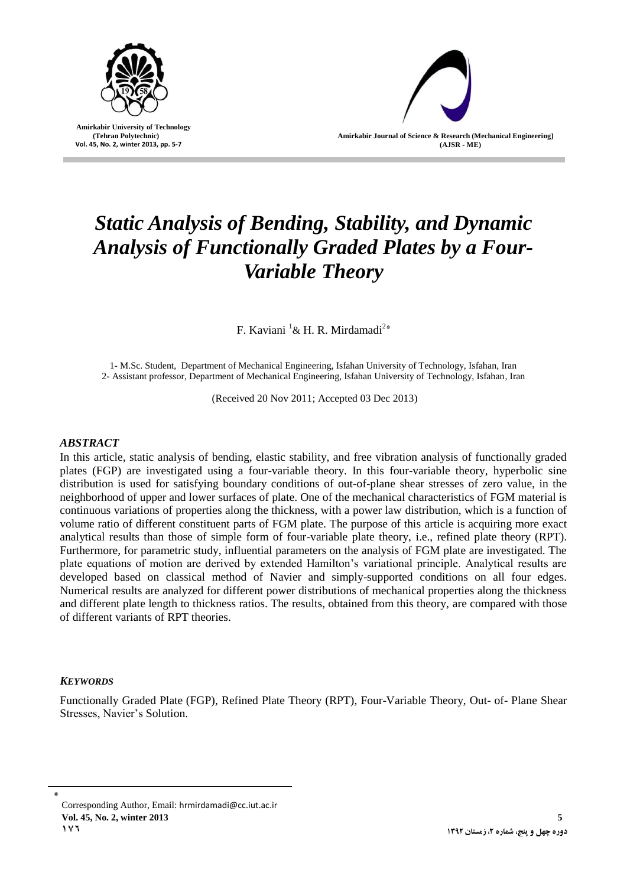# *Static Analysis of Bending, Stability, and Dynamic Analysis of Functionally Graded Plates by a Four-Variable Theory*

F. Kaviani [1] & H. R. Mirdamadi [2]*

1- M.Sc. Student, Department of Mechanical Engineering, Isfahan University of Technology, Isfahan, Iran
2- Assistant professor, Department of Mechanical Engineering, Isfahan University of Technology, Isfahan, Iran

(Received 20 Nov 2011; Accepted 03 Dec 2013)

## *ABSTRACT*

In this article, static analysis of bending, elastic stability, and free vibration analysis of functionally graded plates (FGP) are investigated using a four-variable theory. In this four-variable theory, hyperbolic sine distribution is used for satisfying boundary conditions of out-of-plane shear stresses of zero value, in the neighborhood of upper and lower surfaces of plate. One of the mechanical characteristics of FGM material is continuous variations of properties along the thickness, with a power law distribution, which is a function of volume ratio of different constituent parts of FGM plate. The purpose of this article is acquiring more exact analytical results than those of simple form of four-variable plate theory, i.e., refined plate theory (RPT). Furthermore, for parametric study, influential parameters on the analysis of FGM plate are investigated. The plate equations of motion are derived by extended Hamilton's variational principle. Analytical results are developed based on classical method of Navier and simply-supported conditions on all four edges. Numerical results are analyzed for different power distributions of mechanical properties along the thickness and different plate length to thickness ratios. The results, obtained from this theory, are compared with those of different variants of RPT theories.

## *KEYWORDS*

Functionally Graded Plate (FGP), Refined Plate Theory (RPT), Four-Variable Theory, Out- of- Plane Shear Stresses, Navier's Solution.

---

* Corresponding Author, Email: hrmirdamadi@cc.iut.ac.ir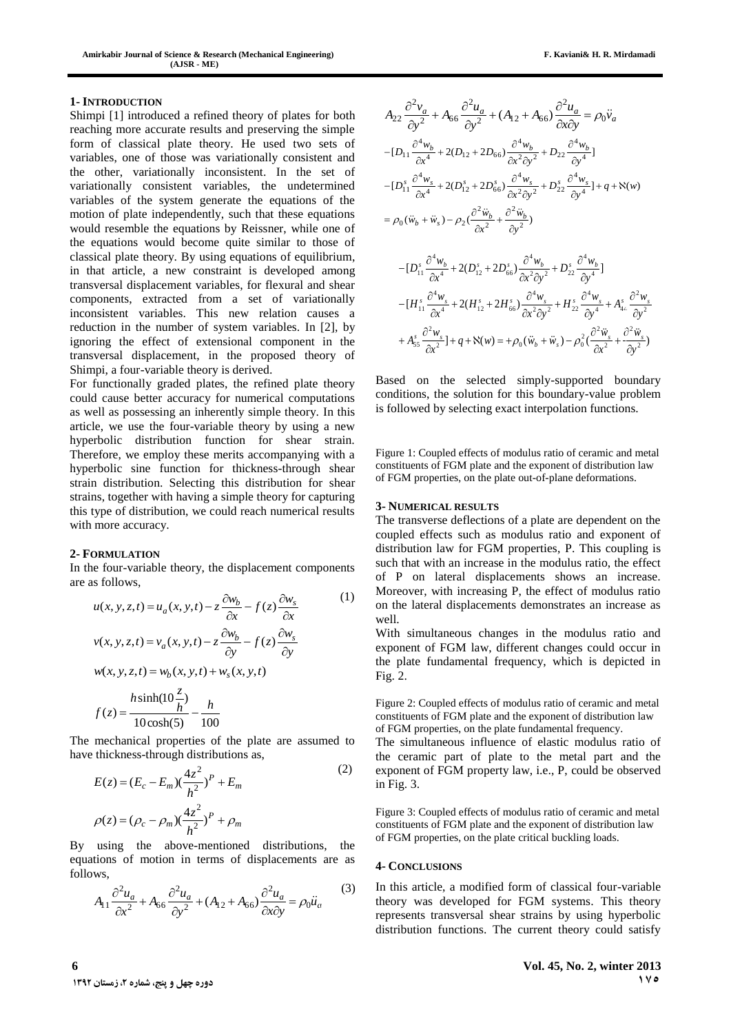## 1- Introduction

Shimpi [1] introduced a refined theory of plates for both reaching more accurate results and preserving the simple form of classical plate theory. He used two sets of variables, one of those was variationally consistent and the other, variationally inconsistent. In the set of variationally consistent variables, the undetermined variables of the system generate the equations of the motion of plate independently, such that these equations would resemble the equations by Reissner, while one of the equations would become quite similar to those of classical plate theory. By using equations of equilibrium, in that article, a new constraint is developed among transversal displacement variables, for flexural and shear components, extracted from a set of variationally inconsistent variables. This new relation causes a reduction in the number of system variables. In [2], by ignoring the effect of extensional component in the transversal displacement, in the proposed theory of Shimpi, a four-variable theory is derived.

For functionally graded plates, the refined plate theory could cause better accuracy for numerical computations as well as possessing an inherently simple theory. In this article, we use the four-variable theory by using a new hyperbolic distribution function for shear strain. Therefore, we employ these merits accompanying with a hyperbolic sine function for thickness-through shear strain distribution. Selecting this distribution for shear strains, together with having a simple theory for capturing this type of distribution, we could reach numerical results with more accuracy.

## 2- Formulation

In the four-variable theory, the displacement components are as follows,

$$
\begin{aligned}
u(x,y,z,t) &= u_a(x,y,t) - z\frac{\partial w_b}{\partial x} - f(z)\frac{\partial w_s}{\partial x} \\
v(x,y,z,t) &= v_a(x,y,t) - z\frac{\partial w_b}{\partial y} - f(z)\frac{\partial w_s}{\partial y} \\
w(x,y,z,t) &= w_b(x,y,t) + w_s(x,y,t) \\
f(z) &= \frac{h\sinh(10\frac{z}{h})}{10\cosh(5)} - \frac{h}{100}
\end{aligned}
\tag{1}
$$

The mechanical properties of the plate are assumed to have thickness-through distributions as,

$$
\begin{aligned}
E(z) &= (E_c - E_m)\left(\frac{4z^2}{h^2}\right)^P + E_m \\
\rho(z) &= (\rho_c - \rho_m)\left(\frac{4z^2}{h^2}\right)^P + \rho_m
\end{aligned}
\tag{2}
$$

By using the above-mentioned distributions, the equations of motion in terms of displacements are as follows,

$$
A_{11}\frac{\partial^2 u_a}{\partial x^2} + A_{66}\frac{\partial^2 u_a}{\partial y^2} + (A_{12}+A_{66})\frac{\partial^2 u_a}{\partial x \partial y} = \rho_0 \ddot{u}_a
\tag{3}
$$

$$
A_{22}\frac{\partial^2 v_a}{\partial y^2} + A_{66}\frac{\partial^2 u_a}{\partial y^2} + (A_{12}+A_{66})\frac{\partial^2 u_a}{\partial x \partial y} = \rho_0 \ddot{v}_a
$$

$$
\begin{aligned}
&-[D_{11}\frac{\partial^4 w_b}{\partial x^4} + 2(D_{12}+2D_{66})\frac{\partial^4 w_b}{\partial x^2 \partial y^2} + D_{22}\frac{\partial^4 w_b}{\partial y^4}] \\
&-[D_{11}^s\frac{\partial^4 w_s}{\partial x^4} + 2(D_{12}^s+2D_{66}^s)\frac{\partial^4 w_s}{\partial x^2 \partial y^2} + D_{22}^s\frac{\partial^4 w_s}{\partial y^4}] + q + \aleph(w) \\
&= \rho_0(\ddot{w}_b + \ddot{w}_s) - \rho_2\left(\frac{\partial^2 \ddot{w}_b}{\partial x^2} + \frac{\partial^2 \ddot{w}_b}{\partial y^2}\right)
\end{aligned}
$$

$$
\begin{aligned}
&-[D_{11}^s\frac{\partial^4 w_b}{\partial x^4} + 2(D_{12}^s+2D_{66}^s)\frac{\partial^4 w_b}{\partial x^2 \partial y^2} + D_{22}^s\frac{\partial^4 w_b}{\partial y^4}] \\
&-[H_{11}^s\frac{\partial^4 w_s}{\partial x^4} + 2(H_{12}^s+2H_{66}^s)\frac{\partial^4 w_b}{\partial x^2 \partial y^2} + H_{22}^s\frac{\partial^4 w_s}{\partial y^4} + A_{44}^s\frac{\partial^2 w_s}{\partial y^2} \\
&+ A_{55}^s\frac{\partial^2 w_s}{\partial x^2}] + q + \aleph(w) = +\rho_0(\ddot{w}_b + \ddot{w}_s) - \rho_0^2\left(\frac{\partial^2 \ddot{w}_s}{\partial x^2} + \frac{\partial^2 \ddot{w}_s}{\partial y^2}\right)
\end{aligned}
$$

Based on the selected simply-supported boundary conditions, the solution for this boundary-value problem is followed by selecting exact interpolation functions.

Figure 1: Coupled effects of modulus ratio of ceramic and metal constituents of FGM plate and the exponent of distribution law of FGM properties, on the plate out-of-plane deformations.

## 3- Numerical Results

The transverse deflections of a plate are dependent on the coupled effects such as modulus ratio and exponent of distribution law for FGM properties, P. This coupling is such that with an increase in the modulus ratio, the effect of P on lateral displacements shows an increase. Moreover, with increasing P, the effect of modulus ratio on the lateral displacements demonstrates an increase as well.

With simultaneous changes in the modulus ratio and exponent of FGM law, different changes could occur in the plate fundamental frequency, which is depicted in Fig. 2.

Figure 2: Coupled effects of modulus ratio of ceramic and metal constituents of FGM plate and the exponent of distribution law of FGM properties, on the plate fundamental frequency.

The simultaneous influence of elastic modulus ratio of the ceramic part of plate to the metal part and the exponent of FGM property law, i.e., P, could be observed in Fig. 3.

Figure 3: Coupled effects of modulus ratio of ceramic and metal constituents of FGM plate and the exponent of distribution law of FGM properties, on the plate critical buckling loads.

## 4- Conclusions

In this article, a modified form of classical four-variable theory was developed for FGM systems. This theory represents transversal shear strains by using hyperbolic distribution functions. The current theory could satisfy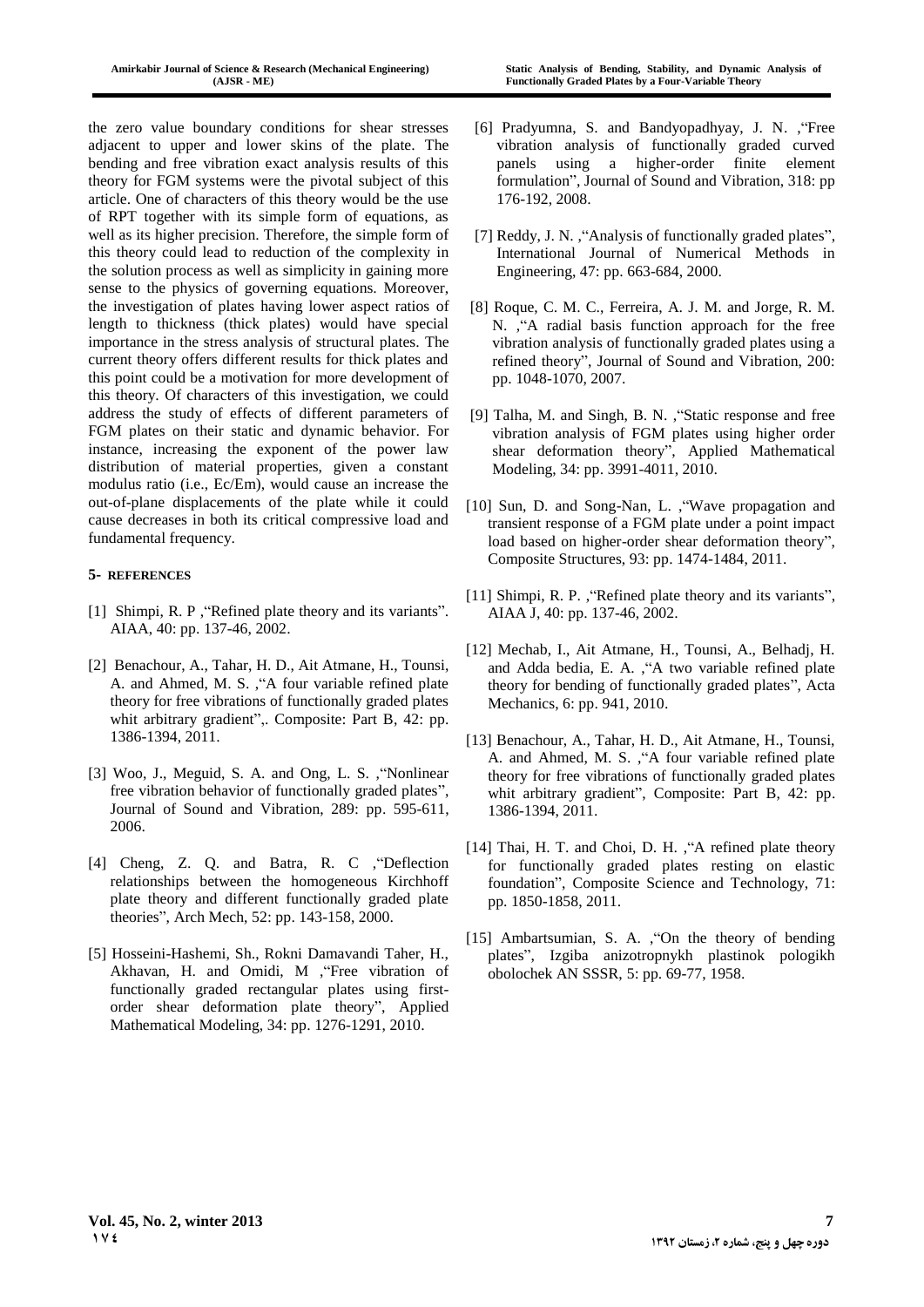the zero value boundary conditions for shear stresses adjacent to upper and lower skins of the plate. The bending and free vibration exact analysis results of this theory for FGM systems were the pivotal subject of this article. One of characters of this theory would be the use of RPT together with its simple form of equations, as well as its higher precision. Therefore, the simple form of this theory could lead to reduction of the complexity in the solution process as well as simplicity in gaining more sense to the physics of governing equations. Moreover, the investigation of plates having lower aspect ratios of length to thickness (thick plates) would have special importance in the stress analysis of structural plates. The current theory offers different results for thick plates and this point could be a motivation for more development of this theory. Of characters of this investigation, we could address the study of effects of different parameters of FGM plates on their static and dynamic behavior. For instance, increasing the exponent of the power law distribution of material properties, given a constant modulus ratio (i.e., Ec/Em), would cause an increase the out-of-plane displacements of the plate while it could cause decreases in both its critical compressive load and fundamental frequency.

## 5- REFERENCES

[1] Shimpi, R. P ,"Refined plate theory and its variants". AIAA, 40: pp. 137-46, 2002.

[2] Benachour, A., Tahar, H. D., Ait Atmane, H., Tounsi, A. and Ahmed, M. S. ,"A four variable refined plate theory for free vibrations of functionally graded plates whit arbitrary gradient",. Composite: Part B, 42: pp. 1386-1394, 2011.

[3] Woo, J., Meguid, S. A. and Ong, L. S. ,"Nonlinear free vibration behavior of functionally graded plates", Journal of Sound and Vibration, 289: pp. 595-611, 2006.

[4] Cheng, Z. Q. and Batra, R. C ,"Deflection relationships between the homogeneous Kirchhoff plate theory and different functionally graded plate theories", Arch Mech, 52: pp. 143-158, 2000.

[5] Hosseini-Hashemi, Sh., Rokni Damavandi Taher, H., Akhavan, H. and Omidi, M ,"Free vibration of functionally graded rectangular plates using first-order shear deformation plate theory", Applied Mathematical Modeling, 34: pp. 1276-1291, 2010.

[6] Pradyumna, S. and Bandyopadhyay, J. N. ,"Free vibration analysis of functionally graded curved panels using a higher-order finite element formulation", Journal of Sound and Vibration, 318: pp 176-192, 2008.

[7] Reddy, J. N. ,"Analysis of functionally graded plates", International Journal of Numerical Methods in Engineering, 47: pp. 663-684, 2000.

[8] Roque, C. M. C., Ferreira, A. J. M. and Jorge, R. M. N. ,"A radial basis function approach for the free vibration analysis of functionally graded plates using a refined theory", Journal of Sound and Vibration, 200: pp. 1048-1070, 2007.

[9] Talha, M. and Singh, B. N. ,"Static response and free vibration analysis of FGM plates using higher order shear deformation theory", Applied Mathematical Modeling, 34: pp. 3991-4011, 2010.

[10] Sun, D. and Song-Nan, L. ,"Wave propagation and transient response of a FGM plate under a point impact load based on higher-order shear deformation theory", Composite Structures, 93: pp. 1474-1484, 2011.

[11] Shimpi, R. P. ,"Refined plate theory and its variants", AIAA J, 40: pp. 137-46, 2002.

[12] Mechab, I., Ait Atmane, H., Tounsi, A., Belhadj, H. and Adda bedia, E. A. ,"A two variable refined plate theory for bending of functionally graded plates", Acta Mechanics, 6: pp. 941, 2010.

[13] Benachour, A., Tahar, H. D., Ait Atmane, H., Tounsi, A. and Ahmed, M. S. ,"A four variable refined plate theory for free vibrations of functionally graded plates whit arbitrary gradient", Composite: Part B, 42: pp. 1386-1394, 2011.

[14] Thai, H. T. and Choi, D. H. ,"A refined plate theory for functionally graded plates resting on elastic foundation", Composite Science and Technology, 71: pp. 1850-1858, 2011.

[15] Ambartsumian, S. A. ,"On the theory of bending plates", Izgiba anizotropnykh plastinok pologikh obolochek AN SSSR, 5: pp. 69-77, 1958.